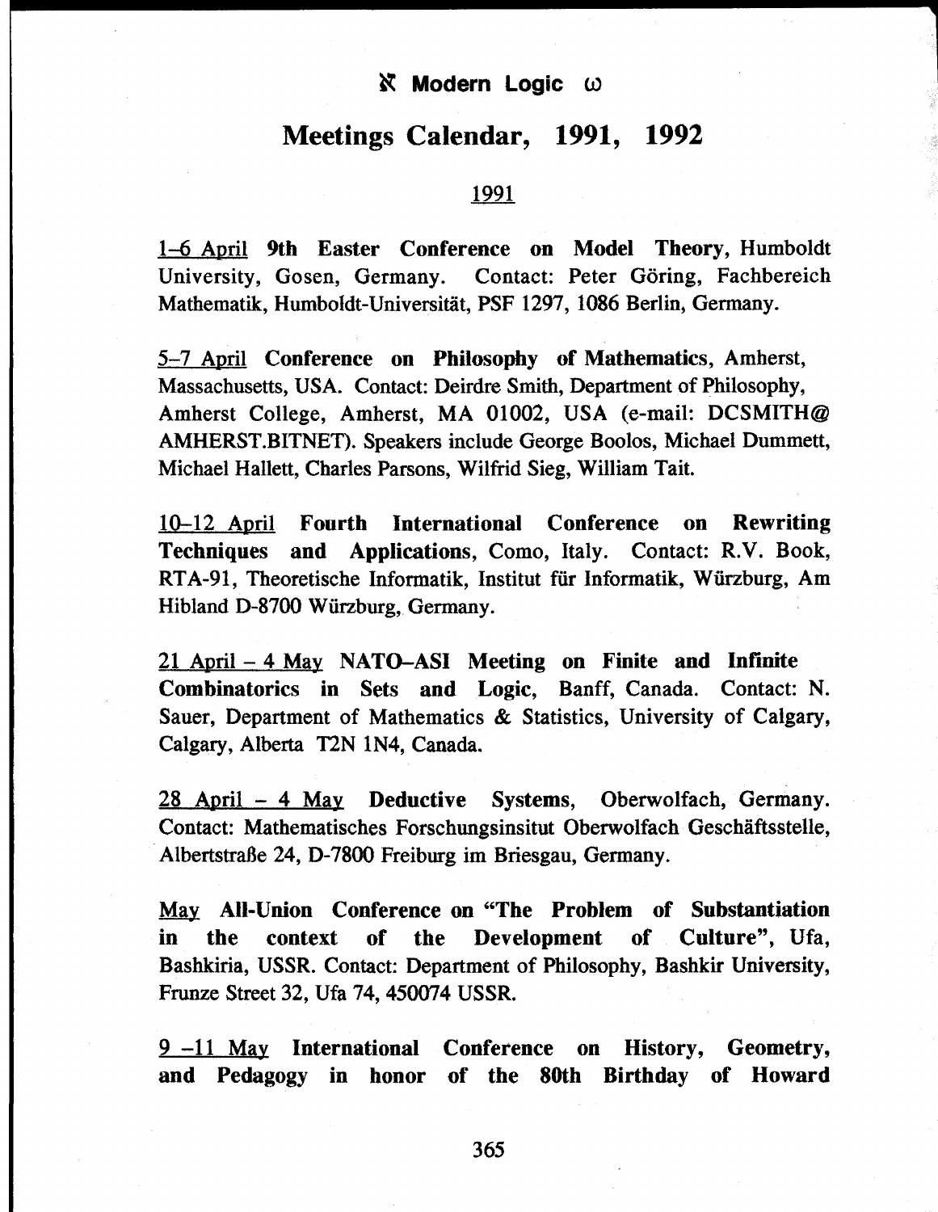ℵ **Modern Logic** ω

# Meetings Calendar, 1991, 1992

## 1991

1–6 April **9th Easter Conference on Model Theory**, Humboldt University, Gosen, Germany. Contact: Peter Göring, Fachbereich Mathematik, Humboldt-Universität, PSF 1297, 1086 Berlin, Germany.

5–7 April **Conference on Philosophy of Mathematics**, Amherst, Massachusetts, USA. Contact: Deirdre Smith, Department of Philosophy, Amherst College, Amherst, MA 01002, USA (e-mail: DCSMITH@ AMHERST.BITNET). Speakers include George Boolos, Michael Dummett, Michael Hallett, Charles Parsons, Wilfrid Sieg, William Tait.

10–12 April **Fourth International Conference on Rewriting Techniques and Applications**, Como, Italy. Contact: R.V. Book, RTA-91, Theoretische Informatik, Institut für Informatik, Würzburg, Am Hibland D-8700 Würzburg, Germany.

21 April – 4 May **NATO–ASI Meeting on Finite and Infinite Combinatorics in Sets and Logic**, Banff, Canada. Contact: N. Sauer, Department of Mathematics & Statistics, University of Calgary, Calgary, Alberta T2N 1N4, Canada.

28 April – 4 May **Deductive Systems**, Oberwolfach, Germany. Contact: Mathematisches Forschungsinsitut Oberwolfach Geschäftsstelle, Albertstraße 24, D-7800 Freiburg im Briesgau, Germany.

May **All-Union Conference on "The Problem of Substantiation in the context of the Development of Culture"**, Ufa, Bashkiria, USSR. Contact: Department of Philosophy, Bashkir University, Frunze Street 32, Ufa 74, 450074 USSR.

9 –11 May **International Conference on History, Geometry, and Pedagogy in honor of the 80th Birthday of Howard**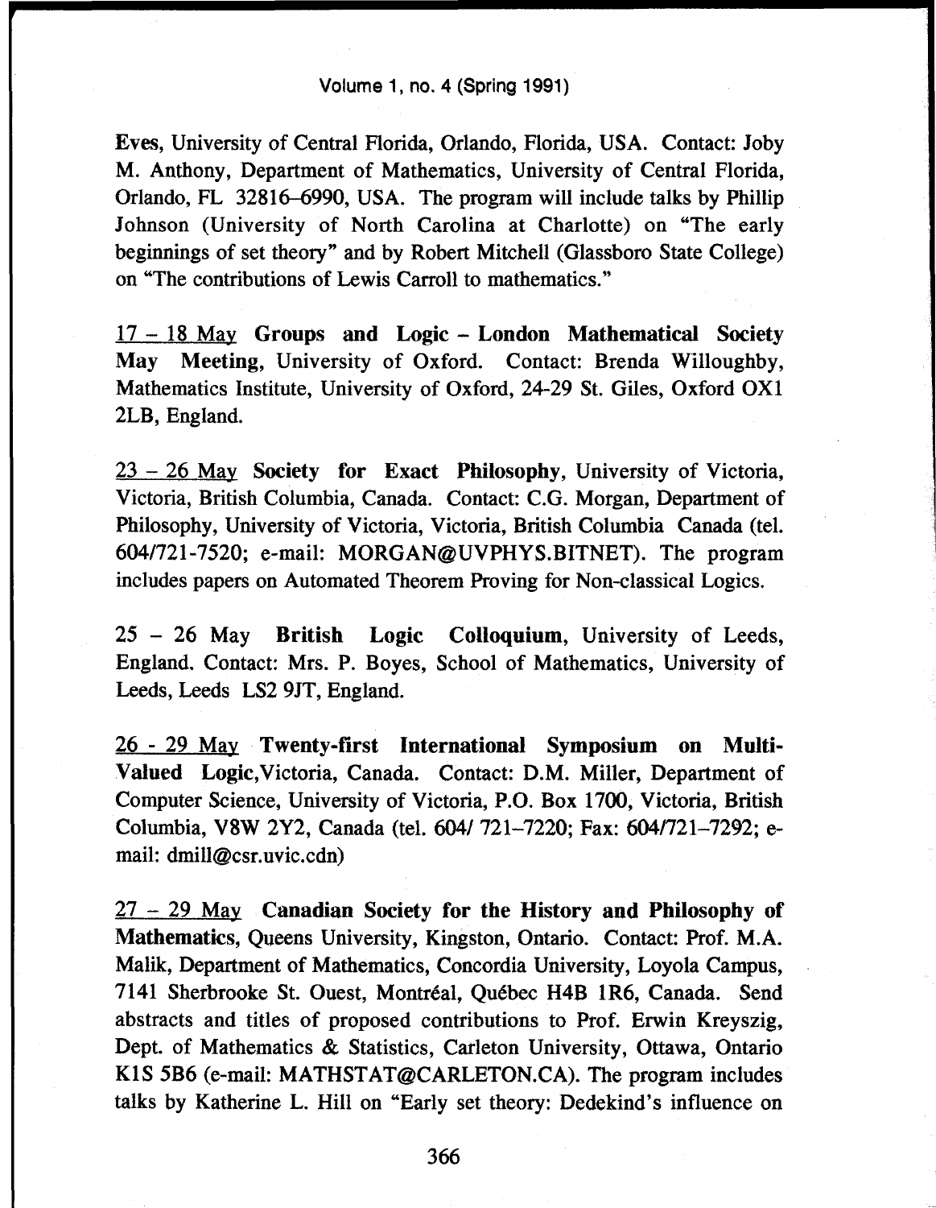Eves, University of Central Florida, Orlando, Florida, USA. Contact: Joby M. Anthony, Department of Mathematics, University of Central Florida, Orlando, FL 32816–6990, USA. The program will include talks by Phillip Johnson (University of North Carolina at Charlotte) on "The early beginnings of set theory" and by Robert Mitchell (Glassboro State College) on "The contributions of Lewis Carroll to mathematics."

17 – 18 May **Groups and Logic – London Mathematical Society May Meeting**, University of Oxford. Contact: Brenda Willoughby, Mathematics Institute, University of Oxford, 24-29 St. Giles, Oxford OX1 2LB, England.

23 – 26 May **Society for Exact Philosophy**, University of Victoria, Victoria, British Columbia, Canada. Contact: C.G. Morgan, Department of Philosophy, University of Victoria, Victoria, British Columbia Canada (tel. 604/721-7520; e-mail: MORGAN@UVPHYS.BITNET). The program includes papers on Automated Theorem Proving for Non-classical Logics.

25 – 26 May **British Logic Colloquium**, University of Leeds, England. Contact: Mrs. P. Boyes, School of Mathematics, University of Leeds, Leeds LS2 9JT, England.

26 - 29 May **Twenty-first International Symposium on Multi-Valued Logic**,Victoria, Canada. Contact: D.M. Miller, Department of Computer Science, University of Victoria, P.O. Box 1700, Victoria, British Columbia, V8W 2Y2, Canada (tel. 604/ 721–7220; Fax: 604/721–7292; e-mail: dmill@csr.uvic.cdn)

27 – 29 May **Canadian Society for the History and Philosophy of Mathematics**, Queens University, Kingston, Ontario. Contact: Prof. M.A. Malik, Department of Mathematics, Concordia University, Loyola Campus, 7141 Sherbrooke St. Ouest, Montréal, Québec H4B 1R6, Canada. Send abstracts and titles of proposed contributions to Prof. Erwin Kreyszig, Dept. of Mathematics & Statistics, Carleton University, Ottawa, Ontario K1S 5B6 (e-mail: MATHSTAT@CARLETON.CA). The program includes talks by Katherine L. Hill on "Early set theory: Dedekind's influence on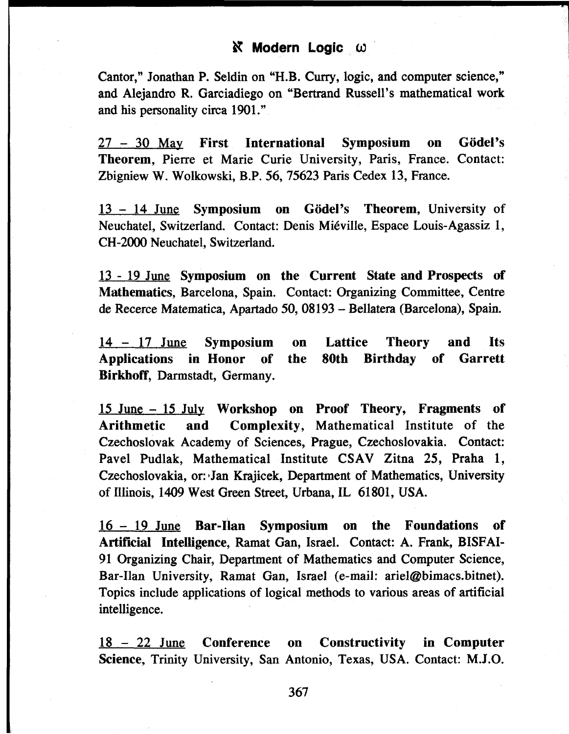Cantor," Jonathan P. Seldin on "H.B. Curry, logic, and computer science," and Alejandro R. Garciadiego on "Bertrand Russell's mathematical work and his personality circa 1901."

27 – 30 May **First International Symposium on Gödel's Theorem**, Pierre et Marie Curie University, Paris, France. Contact: Zbigniew W. Wolkowski, B.P. 56, 75623 Paris Cedex 13, France.

13 – 14 June **Symposium on Gödel's Theorem**, University of Neuchatel, Switzerland. Contact: Denis Miéville, Espace Louis-Agassiz 1, CH-2000 Neuchatel, Switzerland.

13 - 19 June **Symposium on the Current State and Prospects of Mathematics**, Barcelona, Spain. Contact: Organizing Committee, Centre de Recerce Matematica, Apartado 50, 08193 – Bellatera (Barcelona), Spain.

14 – 17 June **Symposium on Lattice Theory and Its Applications in Honor of the 80th Birthday of Garrett Birkhoff**, Darmstadt, Germany.

15 June – 15 July **Workshop on Proof Theory, Fragments of Arithmetic and Complexity**, Mathematical Institute of the Czechoslovak Academy of Sciences, Prague, Czechoslovakia. Contact: Pavel Pudlak, Mathematical Institute CSAV Zitna 25, Praha 1, Czechoslovakia, or: Jan Krajicek, Department of Mathematics, University of Illinois, 1409 West Green Street, Urbana, IL 61801, USA.

16 – 19 June **Bar-Ilan Symposium on the Foundations of Artificial Intelligence**, Ramat Gan, Israel. Contact: A. Frank, BISFAI-91 Organizing Chair, Department of Mathematics and Computer Science, Bar-Ilan University, Ramat Gan, Israel (e-mail: ariel@bimacs.bitnet). Topics include applications of logical methods to various areas of artificial intelligence.

18 – 22 June **Conference on Constructivity in Computer Science**, Trinity University, San Antonio, Texas, USA. Contact: M.J.O.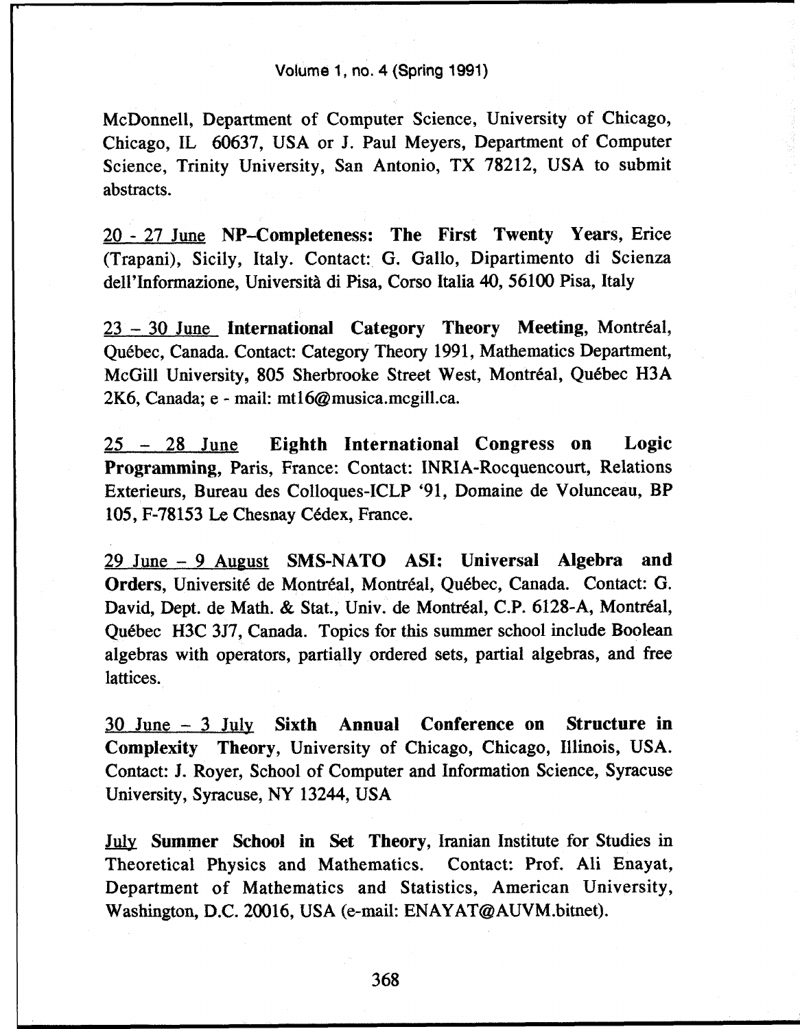McDonnell, Department of Computer Science, University of Chicago, Chicago, IL 60637, USA or J. Paul Meyers, Department of Computer Science, Trinity University, San Antonio, TX 78212, USA to submit abstracts.

20 - 27 June **NP–Completeness: The First Twenty Years**, Erice (Trapani), Sicily, Italy. Contact: G. Gallo, Dipartimento di Scienza dell'Informazione, Università di Pisa, Corso Italia 40, 56100 Pisa, Italy

23 – 30 June **International Category Theory Meeting**, Montréal, Québec, Canada. Contact: Category Theory 1991, Mathematics Department, McGill University, 805 Sherbrooke Street West, Montréal, Québec H3A 2K6, Canada; e - mail: mt16@musica.mcgill.ca.

25 – 28 June **Eighth International Congress on Logic Programming**, Paris, France: Contact: INRIA-Rocquencourt, Relations Exterieurs, Bureau des Colloques-ICLP '91, Domaine de Volunceau, BP 105, F-78153 Le Chesnay Cédex, France.

29 June – 9 August **SMS-NATO ASI: Universal Algebra and Orders**, Université de Montréal, Montréal, Québec, Canada. Contact: G. David, Dept. de Math. & Stat., Univ. de Montréal, C.P. 6128-A, Montréal, Québec H3C 3J7, Canada. Topics for this summer school include Boolean algebras with operators, partially ordered sets, partial algebras, and free lattices.

30 June – 3 July **Sixth Annual Conference on Structure in Complexity Theory**, University of Chicago, Chicago, Illinois, USA. Contact: J. Royer, School of Computer and Information Science, Syracuse University, Syracuse, NY 13244, USA

July **Summer School in Set Theory**, Iranian Institute for Studies in Theoretical Physics and Mathematics. Contact: Prof. Ali Enayat, Department of Mathematics and Statistics, American University, Washington, D.C. 20016, USA (e-mail: ENAYAT@AUVM.bitnet).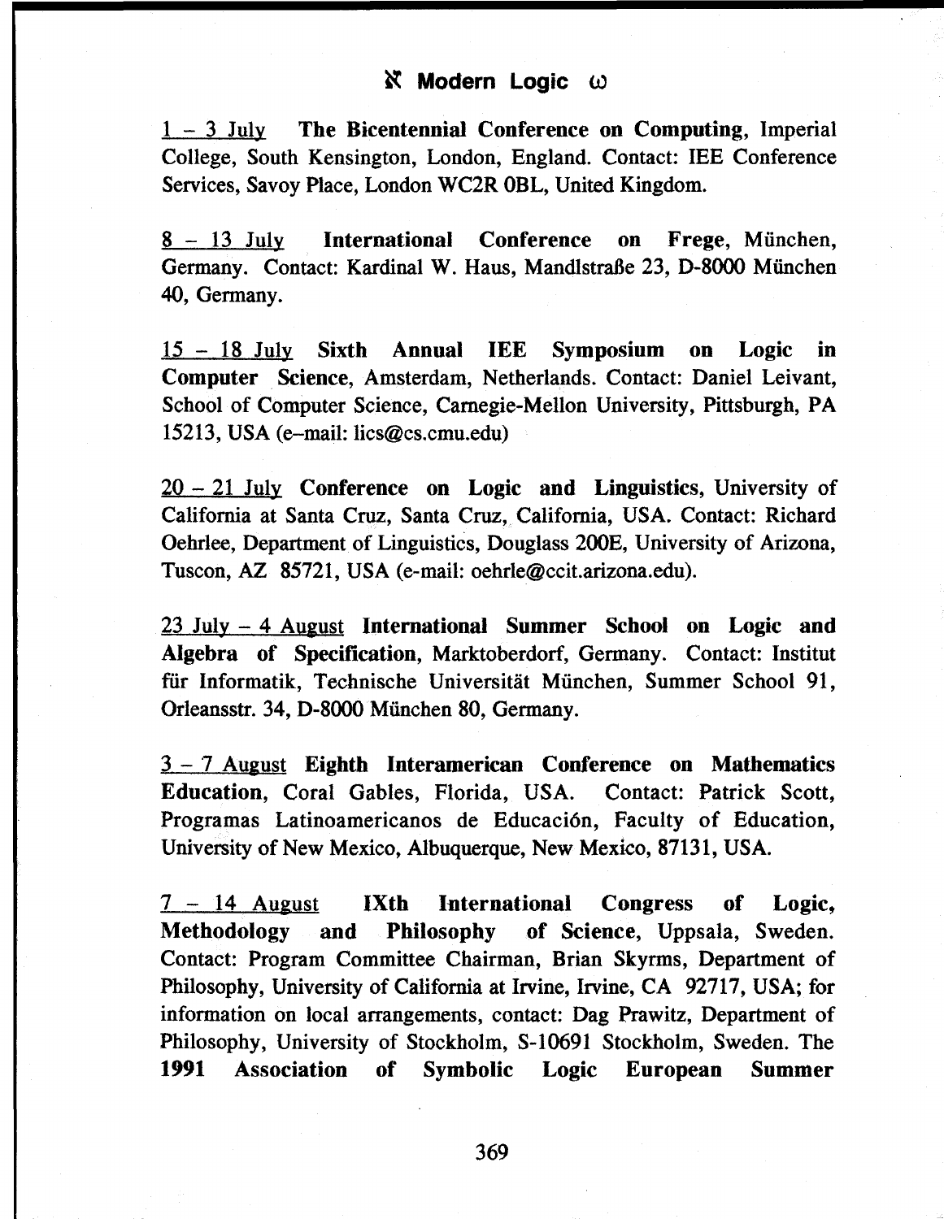<u>1 – 3 July</u> **The Bicentennial Conference on Computing**, Imperial College, South Kensington, London, England. Contact: IEE Conference Services, Savoy Place, London WC2R 0BL, United Kingdom.

<u>8 – 13 July</u> **International Conference on Frege**, München, Germany. Contact: Kardinal W. Haus, Mandlstraße 23, D-8000 München 40, Germany.

<u>15 – 18 July</u> **Sixth Annual IEE Symposium on Logic in Computer Science**, Amsterdam, Netherlands. Contact: Daniel Leivant, School of Computer Science, Carnegie-Mellon University, Pittsburgh, PA 15213, USA (e–mail: lics@cs.cmu.edu)

<u>20 – 21 July</u> **Conference on Logic and Linguistics**, University of California at Santa Cruz, Santa Cruz, California, USA. Contact: Richard Oehrlee, Department of Linguistics, Douglass 200E, University of Arizona, Tuscon, AZ 85721, USA (e-mail: oehrle@ccit.arizona.edu).

<u>23 July – 4 August</u> **International Summer School on Logic and Algebra of Specification**, Marktoberdorf, Germany. Contact: Institut für Informatik, Technische Universität München, Summer School 91, Orleansstr. 34, D-8000 München 80, Germany.

<u>3 – 7 August</u> **Eighth Interamerican Conference on Mathematics Education**, Coral Gables, Florida, USA. Contact: Patrick Scott, Programas Latinoamericanos de Educación, Faculty of Education, University of New Mexico, Albuquerque, New Mexico, 87131, USA.

<u>7 – 14 August</u> **IXth International Congress of Logic, Methodology and Philosophy of Science**, Uppsala, Sweden. Contact: Program Committee Chairman, Brian Skyrms, Department of Philosophy, University of California at Irvine, Irvine, CA 92717, USA; for information on local arrangements, contact: Dag Prawitz, Department of Philosophy, University of Stockholm, S-10691 Stockholm, Sweden. The **1991 Association of Symbolic Logic European Summer**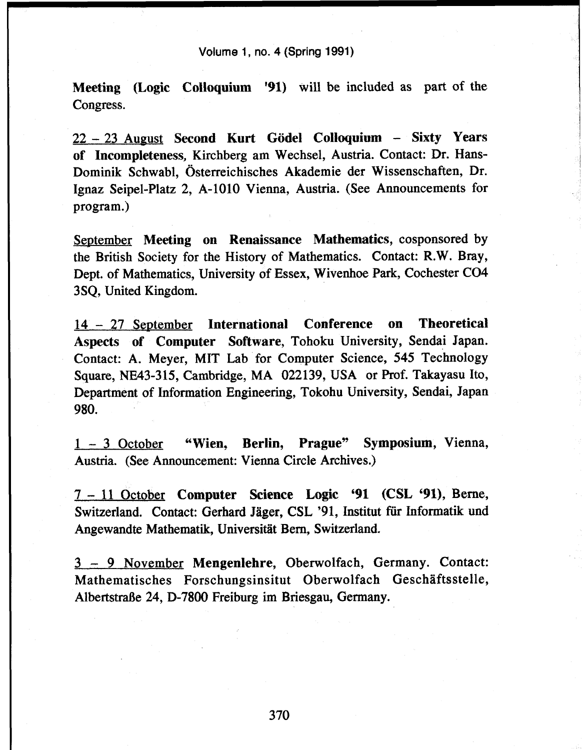**Meeting (Logic Colloquium '91)** will be included as part of the Congress.

22 – 23 August **Second Kurt Gödel Colloquium – Sixty Years of Incompleteness**, Kirchberg am Wechsel, Austria. Contact: Dr. Hans-Dominik Schwabl, Österreichisches Akademie der Wissenschaften, Dr. Ignaz Seipel-Platz 2, A-1010 Vienna, Austria. (See Announcements for program.)

September **Meeting on Renaissance Mathematics**, cosponsored by the British Society for the History of Mathematics. Contact: R.W. Bray, Dept. of Mathematics, University of Essex, Wivenhoe Park, Cochester CO4 3SQ, United Kingdom.

14 – 27 September **International Conference on Theoretical Aspects of Computer Software**, Tohoku University, Sendai Japan. Contact: A. Meyer, MIT Lab for Computer Science, 545 Technology Square, NE43-315, Cambridge, MA 022139, USA or Prof. Takayasu Ito, Department of Information Engineering, Tokohu University, Sendai, Japan 980.

1 – 3 October **"Wien, Berlin, Prague" Symposium**, Vienna, Austria. (See Announcement: Vienna Circle Archives.)

7 – 11 October **Computer Science Logic '91 (CSL '91)**, Berne, Switzerland. Contact: Gerhard Jäger, CSL '91, Institut für Informatik und Angewandte Mathematik, Universität Bern, Switzerland.

3 – 9 November **Mengenlehre**, Oberwolfach, Germany. Contact: Mathematisches Forschungsinsitut Oberwolfach Geschäftsstelle, Albertstraße 24, D-7800 Freiburg im Briesgau, Germany.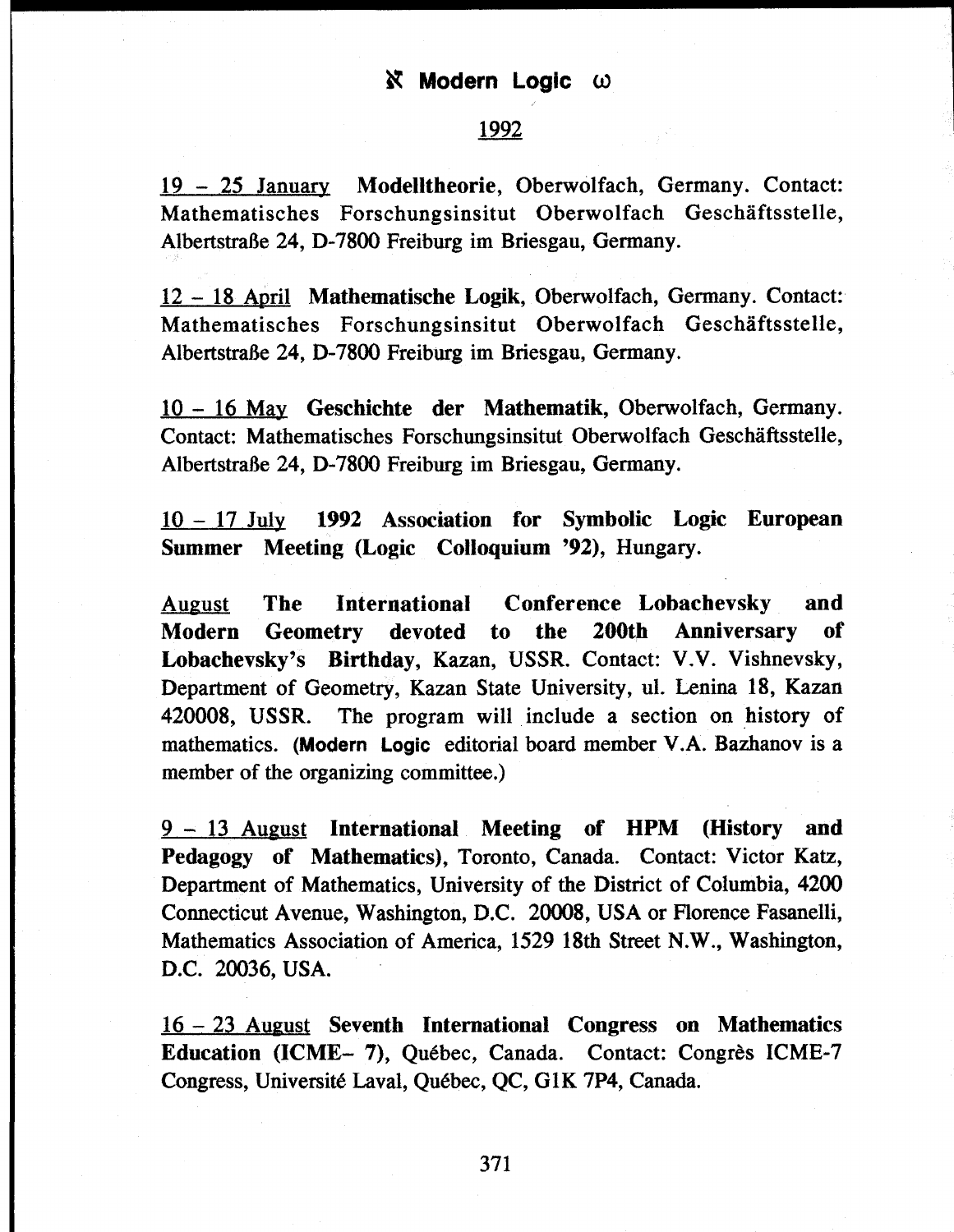## 1992

19 – 25 January **Modelltheorie**, Oberwolfach, Germany. Contact: Mathematisches Forschungsinsitut Oberwolfach Geschäftsstelle, Albertstraße 24, D-7800 Freiburg im Briesgau, Germany.

12 – 18 April **Mathematische Logik**, Oberwolfach, Germany. Contact: Mathematisches Forschungsinsitut Oberwolfach Geschäftsstelle, Albertstraße 24, D-7800 Freiburg im Briesgau, Germany.

10 – 16 May **Geschichte der Mathematik**, Oberwolfach, Germany. Contact: Mathematisches Forschungsinsitut Oberwolfach Geschäftsstelle, Albertstraße 24, D-7800 Freiburg im Briesgau, Germany.

10 – 17 July **1992 Association for Symbolic Logic European Summer Meeting (Logic Colloquium '92)**, Hungary.

August **The International Conference Lobachevsky and Modern Geometry devoted to the 200th Anniversary of Lobachevsky's Birthday**, Kazan, USSR. Contact: V.V. Vishnevsky, Department of Geometry, Kazan State University, ul. Lenina 18, Kazan 420008, USSR. The program will include a section on history of mathematics. (**Modern Logic** editorial board member V.A. Bazhanov is a member of the organizing committee.)

9 – 13 August **International Meeting of HPM (History and Pedagogy of Mathematics)**, Toronto, Canada. Contact: Victor Katz, Department of Mathematics, University of the District of Columbia, 4200 Connecticut Avenue, Washington, D.C. 20008, USA or Florence Fasanelli, Mathematics Association of America, 1529 18th Street N.W., Washington, D.C. 20036, USA.

16 – 23 August **Seventh International Congress on Mathematics Education (ICME– 7)**, Québec, Canada. Contact: Congrès ICME-7 Congress, Université Laval, Québec, QC, G1K 7P4, Canada.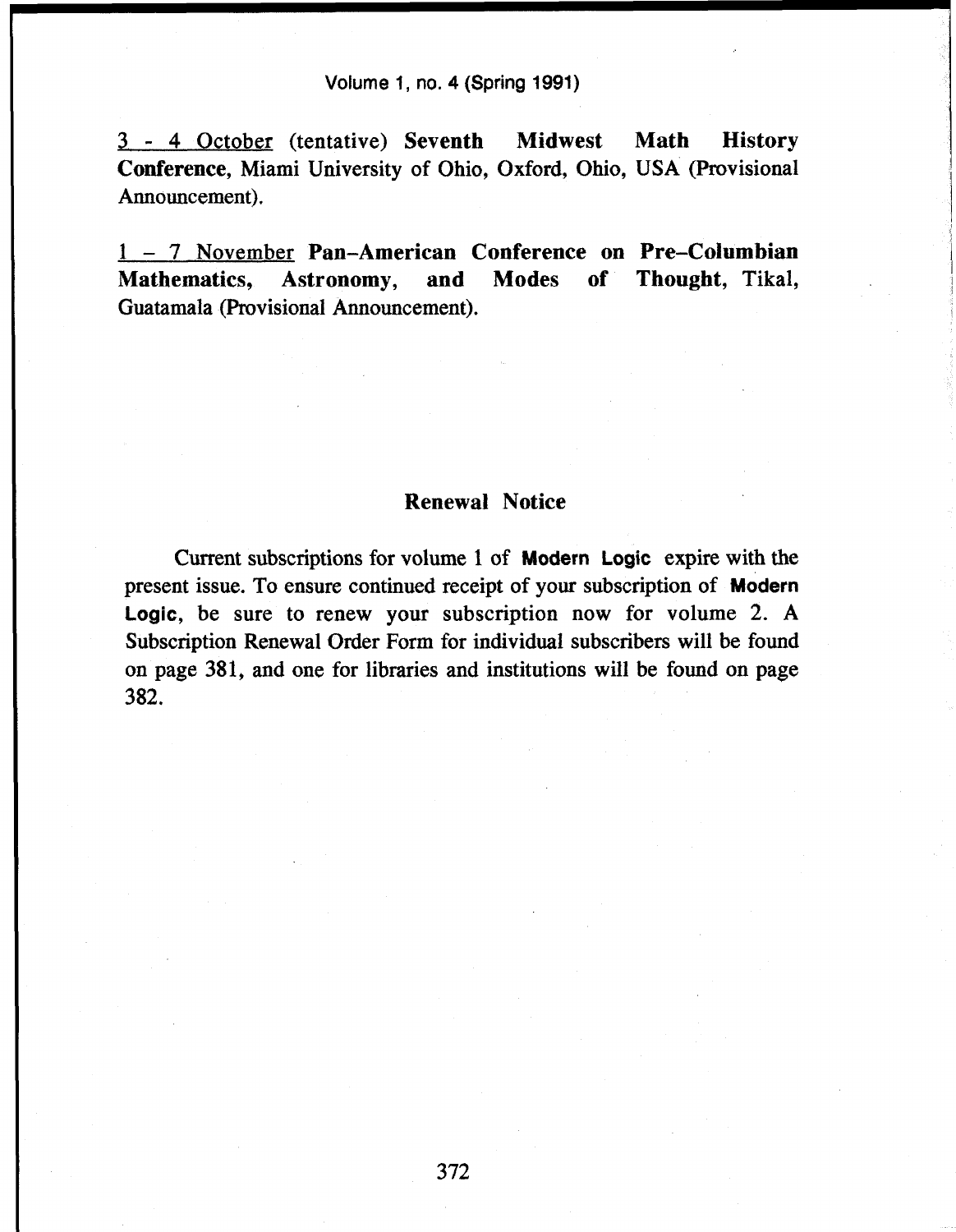<u>3 - 4 October</u> (tentative) **Seventh Midwest Math History Conference**, Miami University of Ohio, Oxford, Ohio, USA (Provisional Announcement).

<u>1 – 7 November</u> **Pan–American Conference on Pre–Columbian Mathematics, Astronomy, and Modes of Thought**, Tikal, Guatamala (Provisional Announcement).

## Renewal Notice

Current subscriptions for volume 1 of **Modern Logic** expire with the present issue. To ensure continued receipt of your subscription of **Modern Logic**, be sure to renew your subscription now for volume 2. A Subscription Renewal Order Form for individual subscribers will be found on page 381, and one for libraries and institutions will be found on page 382.